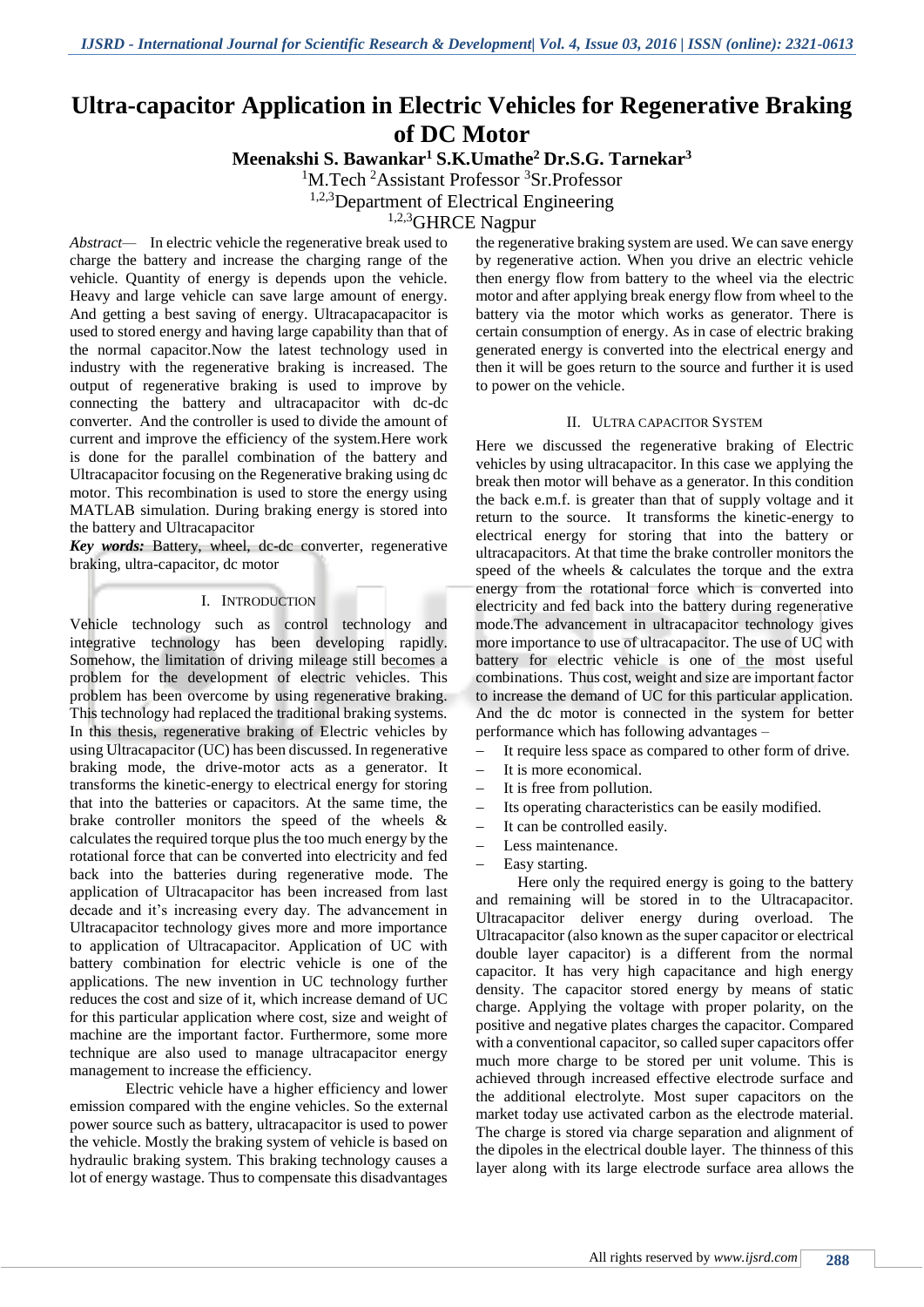# Ultra-capacitor Application in Electric Vehicles for Regenerative Braking of DC Motor

**Meenakshi S. Bawankar[1] S.K.Umathe[2] Dr.S.G. Tarnekar[3]**

[1]M.Tech [2]Assistant Professor [3]Sr.Professor

[1,2,3]Department of Electrical Engineering

[1,2,3]GHRCE Nagpur

*Abstract*— In electric vehicle the regenerative break used to charge the battery and increase the charging range of the vehicle. Quantity of energy is depends upon the vehicle. Heavy and large vehicle can save large amount of energy. And getting a best saving of energy. Ultracapacapacitor is used to stored energy and having large capability than that of the normal capacitor.Now the latest technology used in industry with the regenerative braking is increased. The output of regenerative braking is used to improve by connecting the battery and ultracapacitor with dc-dc converter. And the controller is used to divide the amount of current and improve the efficiency of the system.Here work is done for the parallel combination of the battery and Ultracapacitor focusing on the Regenerative braking using dc motor. This recombination is used to store the energy using MATLAB simulation. During braking energy is stored into the battery and Ultracapacitor

***Key words:*** Battery, wheel, dc-dc converter, regenerative braking, ultra-capacitor, dc motor

## I. Introduction

Vehicle technology such as control technology and integrative technology has been developing rapidly. Somehow, the limitation of driving mileage still becomes a problem for the development of electric vehicles. This problem has been overcome by using regenerative braking. This technology had replaced the traditional braking systems. In this thesis, regenerative braking of Electric vehicles by using Ultracapacitor (UC) has been discussed. In regenerative braking mode, the drive-motor acts as a generator. It transforms the kinetic-energy to electrical energy for storing that into the batteries or capacitors. At the same time, the brake controller monitors the speed of the wheels & calculates the required torque plus the too much energy by the rotational force that can be converted into electricity and fed back into the batteries during regenerative mode. The application of Ultracapacitor has been increased from last decade and it's increasing every day. The advancement in Ultracapacitor technology gives more and more importance to application of Ultracapacitor. Application of UC with battery combination for electric vehicle is one of the applications. The new invention in UC technology further reduces the cost and size of it, which increase demand of UC for this particular application where cost, size and weight of machine are the important factor. Furthermore, some more technique are also used to manage ultracapacitor energy management to increase the efficiency.

Electric vehicle have a higher efficiency and lower emission compared with the engine vehicles. So the external power source such as battery, ultracapacitor is used to power the vehicle. Mostly the braking system of vehicle is based on hydraulic braking system. This braking technology causes a lot of energy wastage. Thus to compensate this disadvantages the regenerative braking system are used. We can save energy by regenerative action. When you drive an electric vehicle then energy flow from battery to the wheel via the electric motor and after applying break energy flow from wheel to the battery via the motor which works as generator. There is certain consumption of energy. As in case of electric braking generated energy is converted into the electrical energy and then it will be goes return to the source and further it is used to power on the vehicle.

## II. Ultra capacitor System

Here we discussed the regenerative braking of Electric vehicles by using ultracapacitor. In this case we applying the break then motor will behave as a generator. In this condition the back e.m.f. is greater than that of supply voltage and it return to the source. It transforms the kinetic-energy to electrical energy for storing that into the battery or ultracapacitors. At that time the brake controller monitors the speed of the wheels & calculates the torque and the extra energy from the rotational force which is converted into electricity and fed back into the battery during regenerative mode.The advancement in ultracapacitor technology gives more importance to use of ultracapacitor. The use of UC with battery for electric vehicle is one of the most useful combinations. Thus cost, weight and size are important factor to increase the demand of UC for this particular application. And the dc motor is connected in the system for better performance which has following advantages –

- It require less space as compared to other form of drive.
- It is more economical.
- It is free from pollution.
- Its operating characteristics can be easily modified.
- It can be controlled easily.
- Less maintenance.
- Easy starting.

Here only the required energy is going to the battery and remaining will be stored in to the Ultracapacitor. Ultracapacitor deliver energy during overload. The Ultracapacitor (also known as the super capacitor or electrical double layer capacitor) is a different from the normal capacitor. It has very high capacitance and high energy density. The capacitor stored energy by means of static charge. Applying the voltage with proper polarity, on the positive and negative plates charges the capacitor. Compared with a conventional capacitor, so called super capacitors offer much more charge to be stored per unit volume. This is achieved through increased effective electrode surface and the additional electrolyte. Most super capacitors on the market today use activated carbon as the electrode material. The charge is stored via charge separation and alignment of the dipoles in the electrical double layer. The thinness of this layer along with its large electrode surface area allows the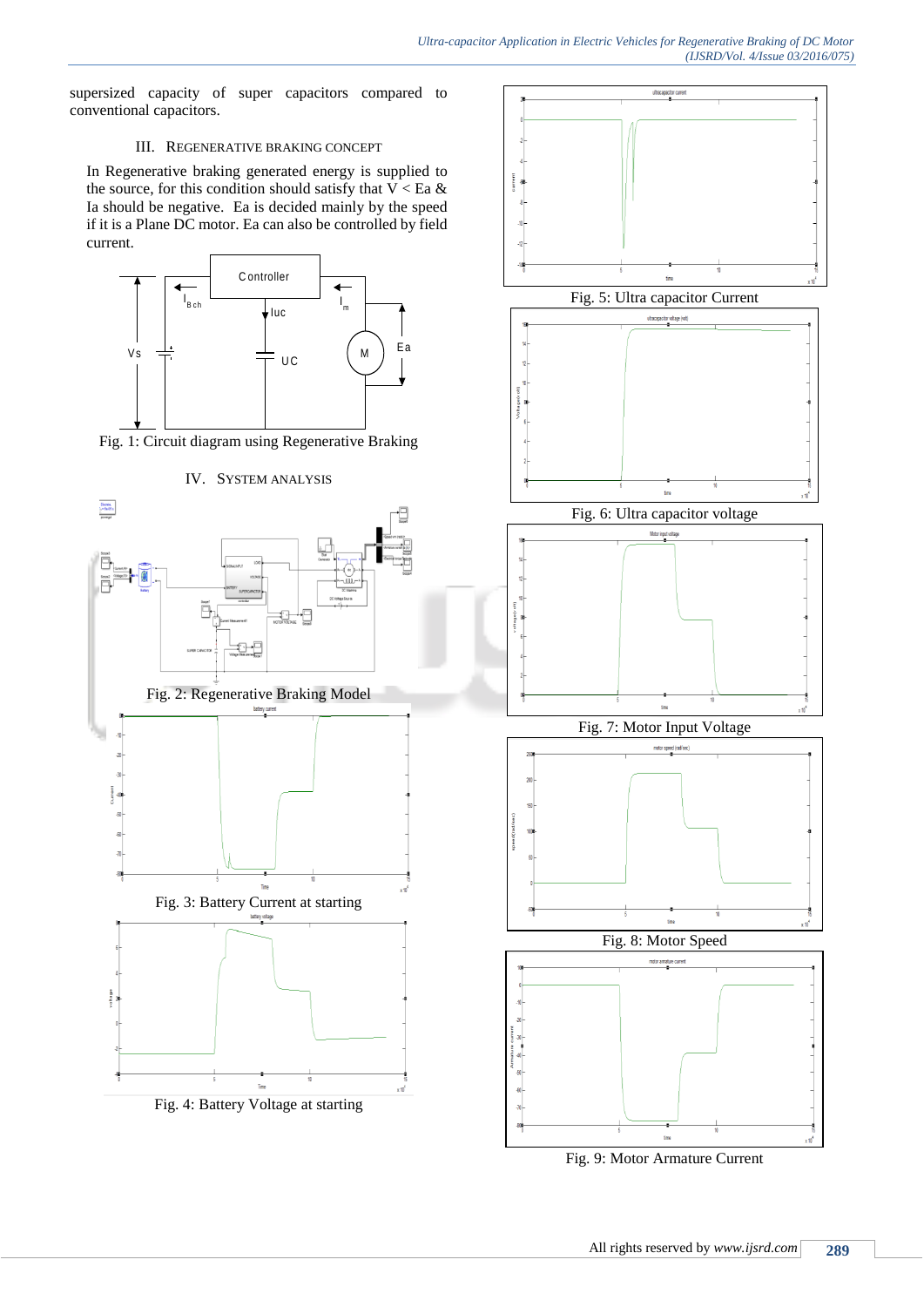supersized capacity of super capacitors compared to conventional capacitors.

## III. REGENERATIVE BRAKING CONCEPT

In Regenerative braking generated energy is supplied to the source, for this condition should satisfy that $V < Ea$ & Ia should be negative. Ea is decided mainly by the speed if it is a Plane DC motor. Ea can also be controlled by field current.

Fig. 1: Circuit diagram using Regenerative Braking

## IV. SYSTEM ANALYSIS

Fig. 2: Regenerative Braking Model

Fig. 3: Battery Current at starting

Fig. 4: Battery Voltage at starting

Fig. 5: Ultra capacitor Current

Fig. 6: Ultra capacitor voltage

Fig. 7: Motor Input Voltage

Fig. 8: Motor Speed

Fig. 9: Motor Armature Current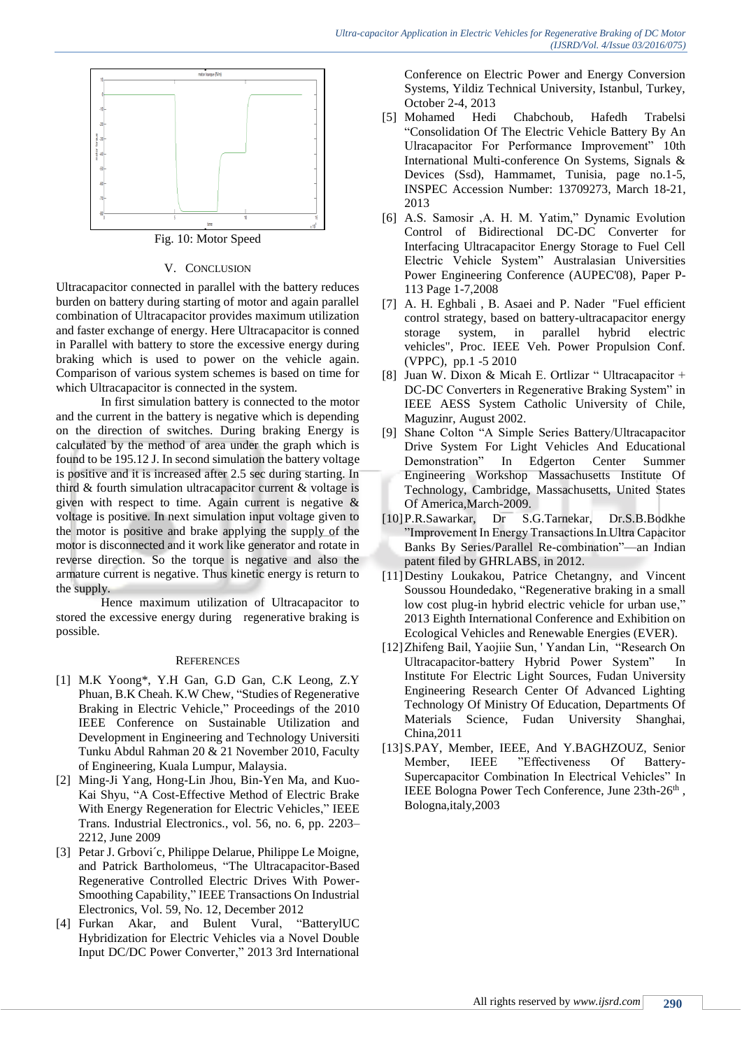motor toarque (N-m)

10

0

-10

-20

-30

-40

-50

-60

-70

-80

time

x 10⁴

Fig. 10: Motor Speed

## V. CONCLUSION

Ultracapacitor connected in parallel with the battery reduces burden on battery during starting of motor and again parallel combination of Ultracapacitor provides maximum utilization and faster exchange of energy. Here Ultracapacitor is conned in Parallel with battery to store the excessive energy during braking which is used to power on the vehicle again. Comparison of various system schemes is based on time for which Ultracapacitor is connected in the system.

In first simulation battery is connected to the motor and the current in the battery is negative which is depending on the direction of switches. During braking Energy is calculated by the method of area under the graph which is found to be 195.12 J. In second simulation the battery voltage is positive and it is increased after 2.5 sec during starting. In third & fourth simulation ultracapacitor current & voltage is given with respect to time. Again current is negative & voltage is positive. In next simulation input voltage given to the motor is positive and brake applying the supply of the motor is disconnected and it work like generator and rotate in reverse direction. So the torque is negative and also the armature current is negative. Thus kinetic energy is return to the supply.

Hence maximum utilization of Ultracapacitor to stored the excessive energy during regenerative braking is possible.

## REFERENCES

[1] M.K Yoong*, Y.H Gan, G.D Gan, C.K Leong, Z.Y Phuan, B.K Cheah. K.W Chew, "Studies of Regenerative Braking in Electric Vehicle," Proceedings of the 2010 IEEE Conference on Sustainable Utilization and Development in Engineering and Technology Universiti Tunku Abdul Rahman 20 & 21 November 2010, Faculty of Engineering, Kuala Lumpur, Malaysia.

[2] Ming-Ji Yang, Hong-Lin Jhou, Bin-Yen Ma, and Kuo-Kai Shyu, "A Cost-Effective Method of Electric Brake With Energy Regeneration for Electric Vehicles," IEEE Trans. Industrial Electronics., vol. 56, no. 6, pp. 2203–2212, June 2009

[3] Petar J. Grbovi´c, Philippe Delarue, Philippe Le Moigne, and Patrick Bartholomeus, "The Ultracapacitor-Based Regenerative Controlled Electric Drives With Power-Smoothing Capability," IEEE Transactions On Industrial Electronics, Vol. 59, No. 12, December 2012

[4] Furkan Akar, and Bulent Vural, "BatterylUC Hybridization for Electric Vehicles via a Novel Double Input DC/DC Power Converter," 2013 3rd International Conference on Electric Power and Energy Conversion Systems, Yildiz Technical University, Istanbul, Turkey, October 2-4, 2013

[5] Mohamed Hedi Chabchoub, Hafedh Trabelsi "Consolidation Of The Electric Vehicle Battery By An Ulracapacitor For Performance Improvement" 10th International Multi-conference On Systems, Signals & Devices (Ssd), Hammamet, Tunisia, page no.1-5, INSPEC Accession Number: 13709273, March 18-21, 2013

[6] A.S. Samosir ,A. H. M. Yatim," Dynamic Evolution Control of Bidirectional DC-DC Converter for Interfacing Ultracapacitor Energy Storage to Fuel Cell Electric Vehicle System" Australasian Universities Power Engineering Conference (AUPEC'08), Paper P-113 Page 1-7,2008

[7] A. H. Eghbali , B. Asaei and P. Nader "Fuel efficient control strategy, based on battery-ultracapacitor energy storage system, in parallel hybrid electric vehicles", Proc. IEEE Veh. Power Propulsion Conf. (VPPC), pp.1 -5 2010

[8] Juan W. Dixon & Micah E. Ortlizar " Ultracapacitor + DC-DC Converters in Regenerative Braking System" in IEEE AESS System Catholic University of Chile, Maguzinr, August 2002.

[9] Shane Colton "A Simple Series Battery/Ultracapacitor Drive System For Light Vehicles And Educational Demonstration" In Edgerton Center Summer Engineering Workshop Massachusetts Institute Of Technology, Cambridge, Massachusetts, United States Of America,March-2009.

[10] P.R.Sawarkar, Dr S.G.Tarnekar, Dr.S.B.Bodkhe "Improvement In Energy Transactions In Ultra Capacitor Banks By Series/Parallel Re-combination"—an Indian patent filed by GHRLABS, in 2012.

[11] Destiny Loukakou, Patrice Chetangny, and Vincent Soussou Houndedako, "Regenerative braking in a small low cost plug-in hybrid electric vehicle for urban use," 2013 Eighth International Conference and Exhibition on Ecological Vehicles and Renewable Energies (EVER).

[12] Zhifeng Bail, Yaojiie Sun, ' Yandan Lin, "Research On Ultracapacitor-battery Hybrid Power System" In Institute For Electric Light Sources, Fudan University Engineering Research Center Of Advanced Lighting Technology Of Ministry Of Education, Departments Of Materials Science, Fudan University Shanghai, China,2011

[13] S.PAY, Member, IEEE, And Y.BAGHZOUZ, Senior Member, IEEE "Effectiveness Of Battery-Supercapacitor Combination In Electrical Vehicles" In IEEE Bologna Power Tech Conference, June 23th-26th , Bologna,italy,2003